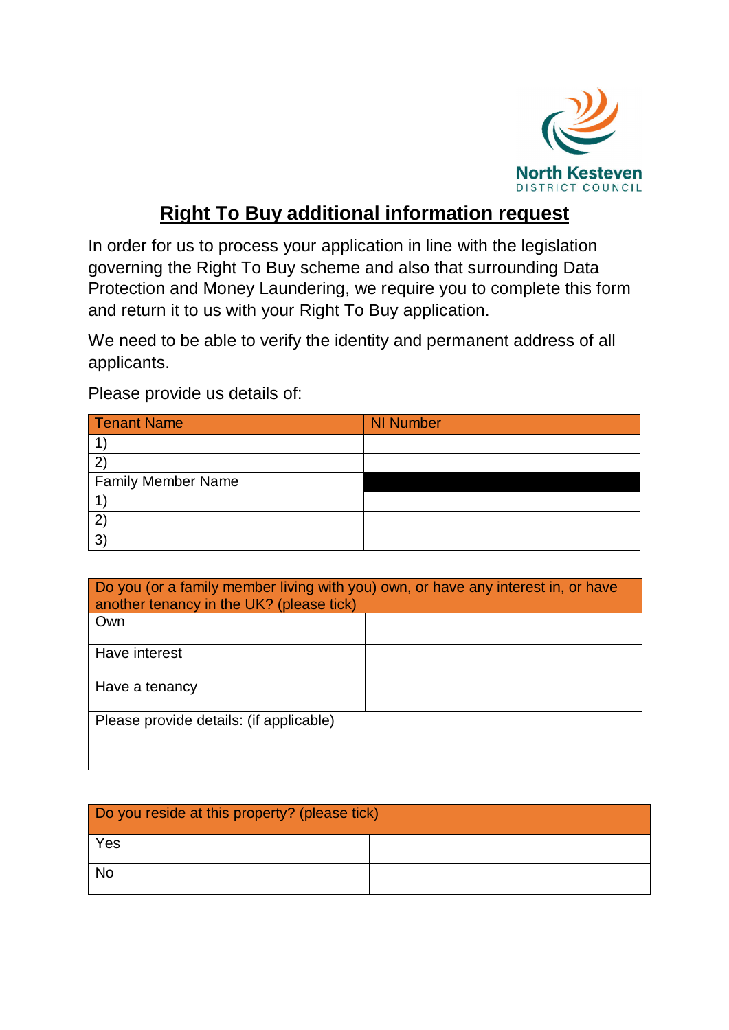North Kesteven
DISTRICT COUNCIL

# Right To Buy additional information request

In order for us to process your application in line with the legislation governing the Right To Buy scheme and also that surrounding Data Protection and Money Laundering, we require you to complete this form and return it to us with your Right To Buy application.

We need to be able to verify the identity and permanent address of all applicants.

Please provide us details of:

| Tenant Name | NI Number |
|---|---|
| 1) | |
| 2) | |
| Family Member Name | |
| 1) | |
| 2) | |
| 3) | |

| Do you (or a family member living with you) own, or have any interest in, or have another tenancy in the UK? (please tick) | |
|---|---|
| Own | |
| Have interest | |
| Have a tenancy | |
| Please provide details: (if applicable) | |

| Do you reside at this property? (please tick) | |
|---|---|
| Yes | |
| No | |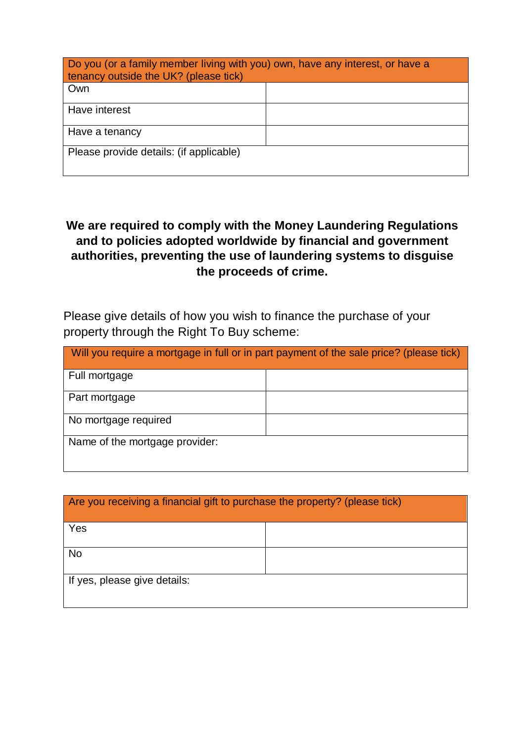| Do you (or a family member living with you) own, have any interest, or have a tenancy outside the UK? (please tick) | |
|---|---|
| Own | |
| Have interest | |
| Have a tenancy | |
| Please provide details: (if applicable) | |

**We are required to comply with the Money Laundering Regulations and to policies adopted worldwide by financial and government authorities, preventing the use of laundering systems to disguise the proceeds of crime.**

Please give details of how you wish to finance the purchase of your property through the Right To Buy scheme:

| Will you require a mortgage in full or in part payment of the sale price? (please tick) | |
|---|---|
| Full mortgage | |
| Part mortgage | |
| No mortgage required | |
| Name of the mortgage provider: | |

| Are you receiving a financial gift to purchase the property? (please tick) | |
|---|---|
| Yes | |
| No | |
| If yes, please give details: | |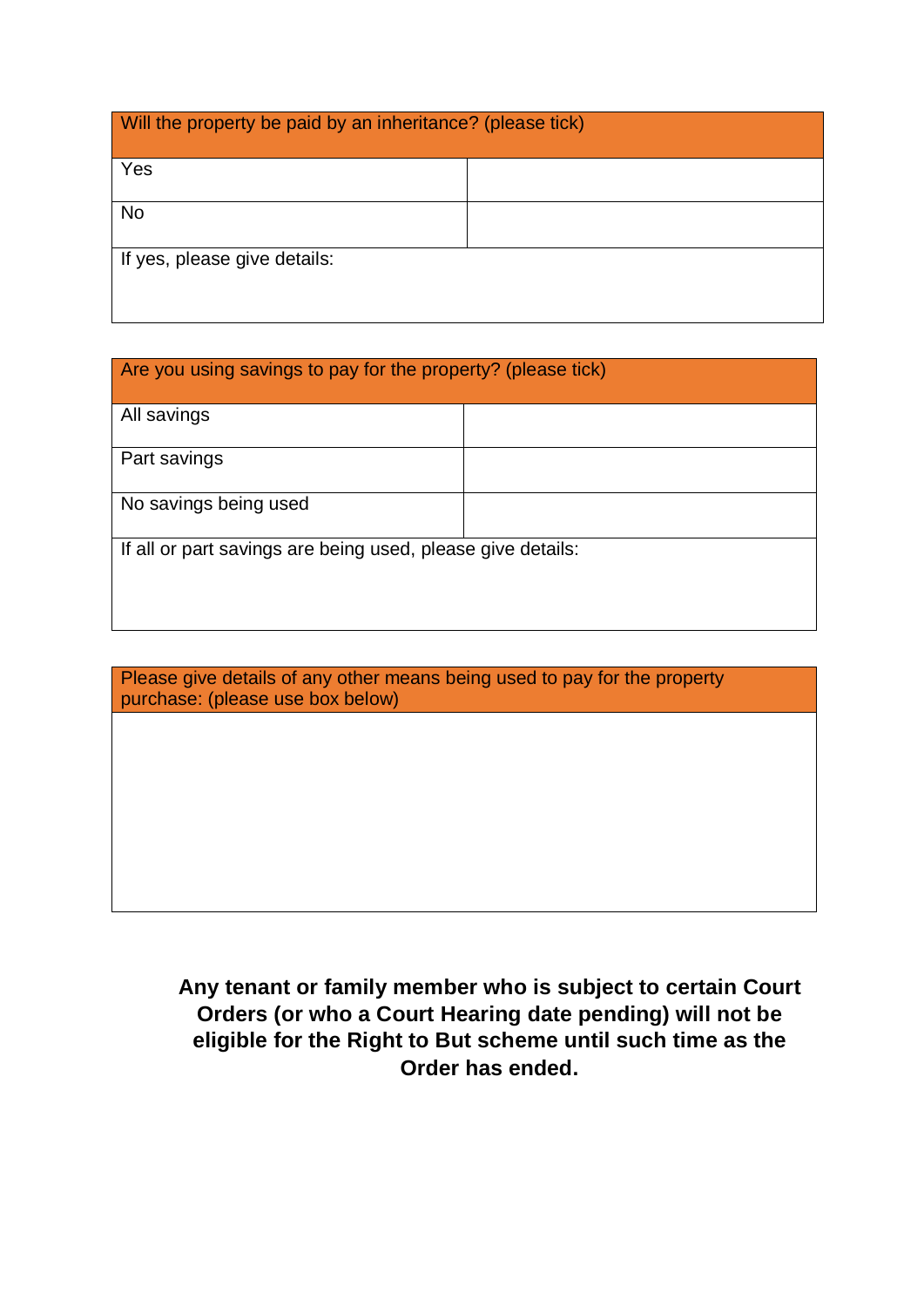| Will the property be paid by an inheritance? (please tick) | |
|---|---|
| Yes | |
| No | |
| If yes, please give details: | |

| Are you using savings to pay for the property? (please tick) | |
|---|---|
| All savings | |
| Part savings | |
| No savings being used | |
| If all or part savings are being used, please give details: | |

| Please give details of any other means being used to pay for the property purchase: (please use box below) |
|---|
| |

**Any tenant or family member who is subject to certain Court Orders (or who a Court Hearing date pending) will not be eligible for the Right to But scheme until such time as the Order has ended.**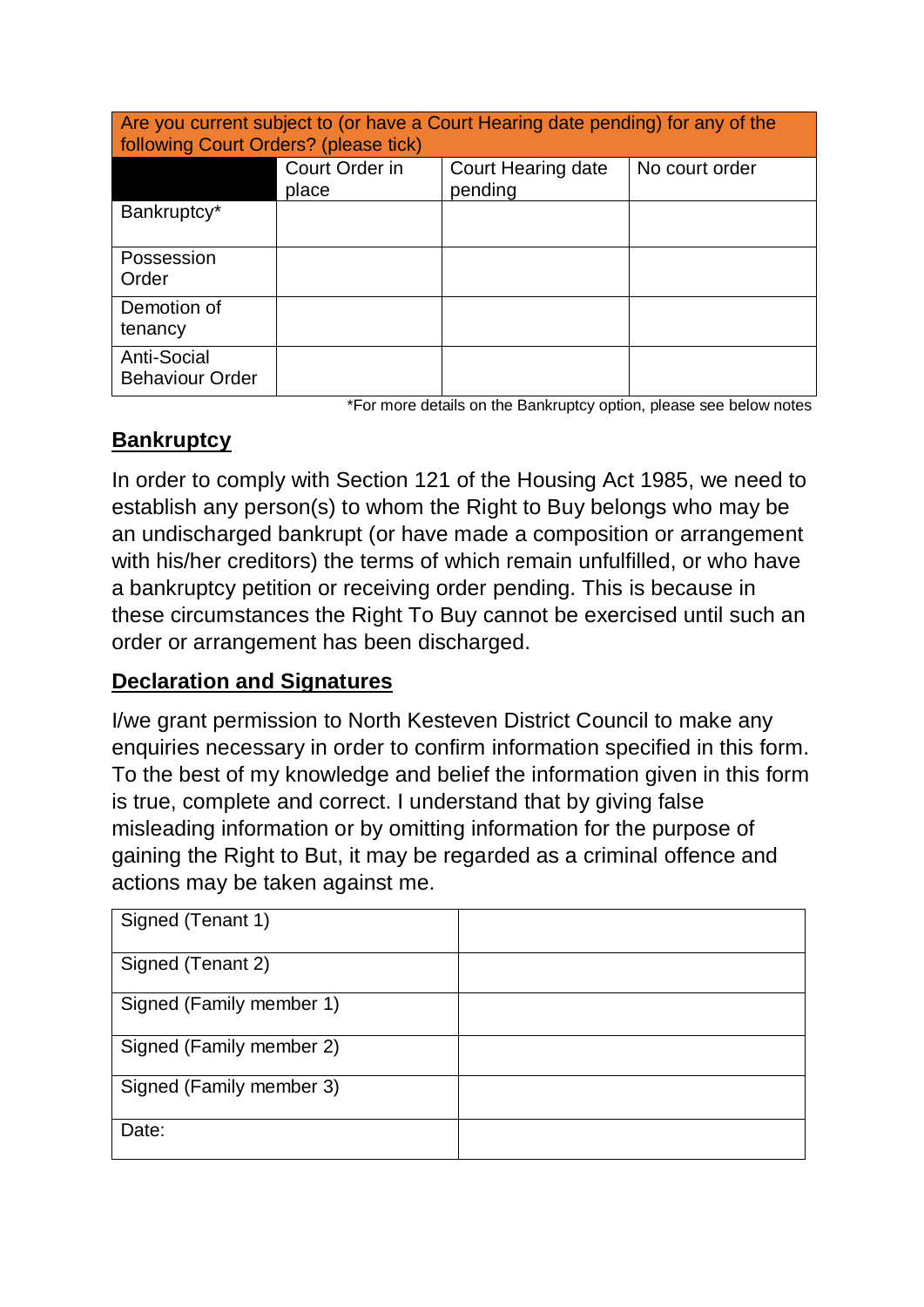| Are you current subject to (or have a Court Hearing date pending) for any of the following Court Orders? (please tick) | | | |
|---|---|---|---|
| | Court Order in place | Court Hearing date pending | No court order |
| Bankruptcy* | | | |
| Possession Order | | | |
| Demotion of tenancy | | | |
| Anti-Social Behaviour Order | | | |

*For more details on the Bankruptcy option, please see below notes

## Bankruptcy

In order to comply with Section 121 of the Housing Act 1985, we need to establish any person(s) to whom the Right to Buy belongs who may be an undischarged bankrupt (or have made a composition or arrangement with his/her creditors) the terms of which remain unfulfilled, or who have a bankruptcy petition or receiving order pending. This is because in these circumstances the Right To Buy cannot be exercised until such an order or arrangement has been discharged.

## Declaration and Signatures

I/we grant permission to North Kesteven District Council to make any enquiries necessary in order to confirm information specified in this form. To the best of my knowledge and belief the information given in this form is true, complete and correct. I understand that by giving false misleading information or by omitting information for the purpose of gaining the Right to But, it may be regarded as a criminal offence and actions may be taken against me.

| | |
|---|---|
| Signed (Tenant 1) | |
| Signed (Tenant 2) | |
| Signed (Family member 1) | |
| Signed (Family member 2) | |
| Signed (Family member 3) | |
| Date: | |